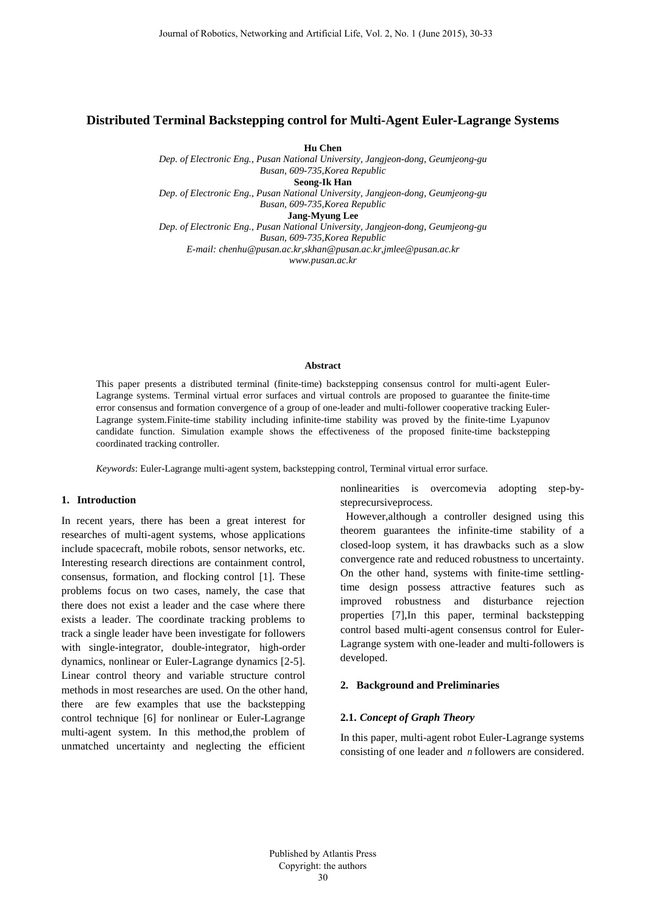# Distributed Terminal Backstepping control for Multi-Agent Euler-Lagrange Systems

**Hu Chen**
*Dep. of Electronic Eng., Pusan National University, Jangjeon-dong, Geumjeong-gu Busan, 609-735,Korea Republic*
**Seong-Ik Han**
*Dep. of Electronic Eng., Pusan National University, Jangjeon-dong, Geumjeong-gu Busan, 609-735,Korea Republic*
**Jang-Myung Lee**
*Dep. of Electronic Eng., Pusan National University, Jangjeon-dong, Geumjeong-gu Busan, 609-735,Korea Republic*
*E-mail: chenhu@pusan.ac.kr,skhan@pusan.ac.kr,jmlee@pusan.ac.kr*
*www.pusan.ac.kr*

**Abstract**

This paper presents a distributed terminal (finite-time) backstepping consensus control for multi-agent Euler-Lagrange systems. Terminal virtual error surfaces and virtual controls are proposed to guarantee the finite-time error consensus and formation convergence of a group of one-leader and multi-follower cooperative tracking Euler-Lagrange system.Finite-time stability including infinite-time stability was proved by the finite-time Lyapunov candidate function. Simulation example shows the effectiveness of the proposed finite-time backstepping coordinated tracking controller.

*Keywords*: Euler-Lagrange multi-agent system, backstepping control, Terminal virtual error surface.

## 1. Introduction

In recent years, there has been a great interest for researches of multi-agent systems, whose applications include spacecraft, mobile robots, sensor networks, etc. Interesting research directions are containment control, consensus, formation, and flocking control [1]. These problems focus on two cases, namely, the case that there does not exist a leader and the case where there exists a leader. The coordinate tracking problems to track a single leader have been investigate for followers with single-integrator, double-integrator, high-order dynamics, nonlinear or Euler-Lagrange dynamics [2-5]. Linear control theory and variable structure control methods in most researches are used. On the other hand, there are few examples that use the backstepping control technique [6] for nonlinear or Euler-Lagrange multi-agent system. In this method,the problem of unmatched uncertainty and neglecting the efficient nonlinearities is overcomevia adopting step-by-steprecursiveprocess.

However,although a controller designed using this theorem guarantees the infinite-time stability of a closed-loop system, it has drawbacks such as a slow convergence rate and reduced robustness to uncertainty. On the other hand, systems with finite-time settling-time design possess attractive features such as improved robustness and disturbance rejection properties [7],In this paper, terminal backstepping control based multi-agent consensus control for Euler-Lagrange system with one-leader and multi-followers is developed.

## 2. Background and Preliminaries

### 2.1. *Concept of Graph Theory*

In this paper, multi-agent robot Euler-Lagrange systems consisting of one leader and $n$ followers are considered.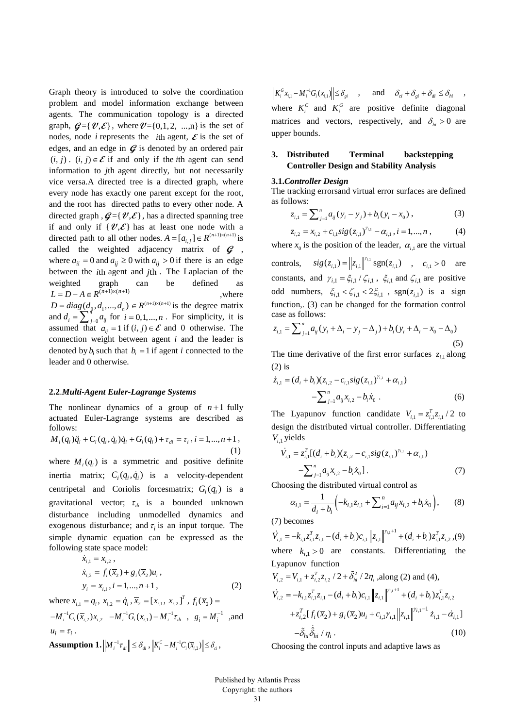Graph theory is introduced to solve the coordination problem and model information exchange between agents. The communication topology is a directed graph, $\mathcal{G}=\{\mathcal{V},\mathcal{E}\}$, where $\mathcal{V}=\{0,1,2, ...,n\}$ is the set of nodes, node $i$ represents the $i$th agent, $\mathcal{E}$ is the set of edges, and an edge in $\mathcal{G}$ is denoted by an ordered pair $(i, j)$. $(i, j)\in\mathcal{E}$ if and only if the $i$th agent can send information to $j$th agent directly, but not necessarily vice versa.A directed tree is a directed graph, where every node has exactly one parent except for the root, and the root has directed paths to every other node. A directed graph , $\mathcal{G}=\{\mathcal{V},\mathcal{E}\}$, has a directed spanning tree if and only if $\{\mathcal{V},\mathcal{E}\}$ has at least one node with a directed path to all other nodes. $A=[a_{i,j}]\in R^{(n+1)\times(n+1)}$ is called the weighted adjacency matrix of $\mathcal{G}$ , where $a_{ii}=0$ and $a_{ij}\geq 0$ with $a_{ij}>0$ if there is an edge between the $i$th agent and $j$th . The Laplacian of the weighted graph can be defined as $L=D-A\in R^{(n+1)\times(n+1)}$ ,where $D=diag(d_0,d_1,...,d_n)\in R^{(n+1)\times(n+1)}$ is the degree matrix and $d_i=\sum_{j=0}^{n}a_{ij}$ for $i=0,1,...,n$ . For simplicity, it is assumed that $a_{ij}=1$ if $(i, j)\in\mathcal{E}$ and 0 otherwise. The connection weight between agent $i$ and the leader is denoted by $b_i$ such that $b_i=1$ if agent $i$ connected to the leader and 0 otherwise.

### 2.2.*Multi-Agent Euler-Lagrange Systems*

The nonlinear dynamics of a group of $n+1$ fully actuated Euler-Lagrange systems are described as follows:

$$M_i(q_i)\ddot{q}_i+C_i(q_i,\dot{q}_i)\dot{q}_i+G_i(q_i)+\tau_{di}=\tau_i \text{ , } i=1,...,n+1 \text{ ,} \tag{1}$$

where $M_i(q_i)$ is a symmetric and positive definite inertia matrix; $C_i(q_i,\dot{q}_i)$ is a velocity-dependent centripetal and Coriolis forcesmatrix; $G_i(q_i)$ is a gravitational vector; $\tau_{di}$ is a bounded unknown disturbance including unmodelled dynamics and exogenous disturbance; and $\tau_i$ is an input torque. The simple dynamic equation can be expressed as the following state space model:

$$\begin{aligned}
&\dot{x}_{i,1}=x_{i,2} \text{ ,}\\
&\dot{x}_{i,2}=f_i(\overline{x}_2)+g_i(\overline{x}_2)u_i \text{ ,}\\
&y_i=x_{i,1} \text{ , } i=1,...,n+1 \text{ ,}
\end{aligned} \tag{2}$$

where $x_{i,1}=q_i$, $x_{i,2}=\dot{q}_i$, $\overline{x}_2=[x_{i,1},\ x_{i,2}]^T$ , $f_i(\overline{x}_2)=-M_i^{-1}C_i(\overline{x}_{i,2})x_{i,2}\ \ -M_i^{-1}G_i(x_{i,1})-M_i^{-1}\tau_{di}$ , $g_i=M_i^{-1}$ ,and $u_i=\tau_i$ .

**Assumption 1.** $\left\|M_i^{-1}\tau_{di}\right\|\leq\delta_{di}$ , $\left\|K_i^C-M_i^{-1}C_i(\overline{x}_{i,2})\right\|\leq\delta_{ci}$ , $\left\|K_i^G x_{i,1}-M_i^{-1}G_i(x_{i,1})\right\|\leq\delta_{gi}$ , and $\delta_{ci}+\delta_{gi}+\delta_{di}\leq\delta_{hi}$ , where $K_i^C$ and $K_i^G$ are positive definite diagonal matrices and vectors, respectively, and $\delta_{hi}>0$ are upper bounds.

## 3. Distributed Terminal backstepping Controller Design and Stability Analysis

### 3.1.*Controller Design*

The tracking errorsand virtual error surfaces are defined as follows:

$$z_{i,1}=\sum\nolimits_{j=1}^{n}a_{ij}(y_i-y_j)+b_i(y_i-x_0) \text{ ,} \tag{3}$$

$$z_{i,2}=x_{i,2}+c_{i,1}sig(z_{i,1})^{\gamma_{i,1}}-\alpha_{i,1} \text{ , } i=1,...,n \text{ ,} \tag{4}$$

where $x_0$ is the position of the leader, $\alpha_{i,1}$ are the virtual controls, $sig(z_{i,1})=\left\|z_{i,1}\right\|^{\gamma_{i,1}}\text{sgn}(z_{i,1})$ , $c_{i,1}>0$ are constants, and $\gamma_{i,1}=\xi_{i,1}/\zeta_{i,1}$ , $\xi_{i,1}$ and $\zeta_{i,1}$ are positive odd numbers, $\xi_{i,1}<\zeta_{i,1}<2\xi_{i,1}$ , $\text{sgn}(z_{i,1})$ is a sign function,. (3) can be changed for the formation control case as follows:

$$z_{i,1}=\sum\nolimits_{j=1}^{n}a_{ij}(y_i+\Delta_i-y_j-\Delta_j)+b_i(y_i+\Delta_i-x_0-\Delta_0) \tag{5}$$

The time derivative of the first error surfaces $z_{i,1}$ along (2) is

$$\begin{aligned}
\dot{z}_{i,1}=&(d_i+b_i)(z_{i,2}-c_{i,1}sig(z_{i,1})^{\gamma_{i,1}}+\alpha_{i,1})\\
&-\sum\nolimits_{j=1}^{n}a_{ij}x_{i,2}-b_i\dot{x}_0 \text{ .}
\end{aligned} \tag{6}$$

The Lyapunov function candidate $V_{i,1}=z_{i,1}^T z_{i,1}/2$ to design the distributed virtual controller. Differentiating $V_{i,1}$ yields

$$\begin{aligned}
\dot{V}_{i,1}=&z_{i,1}^T[(d_i+b_i)(z_{i,2}-c_{i,1}sig(z_{i,1})^{\gamma_{i,1}}+\alpha_{i,1})\\
&-\sum\nolimits_{j=1}^{n}a_{ij}x_{i,2}-b_i\dot{x}_0] \text{ .}
\end{aligned} \tag{7}$$

Choosing the distributed virtual control as

$$\alpha_{i,1}=\frac{1}{d_i+b_i}\left(-k_{i,1}z_{i,1}+\sum\nolimits_{i=1}^{n}a_{ij}x_{i,2}+b_i\dot{x}_0\right), \tag{8}$$

(7) becomes

$$\dot{V}_{i,1}=-k_{i,1}z_{i,1}^T z_{i,1}-(d_i+b_i)c_{i,1}\left\|z_{i,1}\right\|^{\gamma_{i,1}+1}+(d_i+b_i)z_{i,1}^T z_{i,2} \text{ ,} \tag{9}$$

where $k_{i,1}>0$ are constants. Differentiating the Lyapunov function

$V_{i,2}=V_{i,1}+z_{i,2}^T z_{i,2}/2+\tilde{\delta}_{hi}^2/2\eta_i$ ,along (2) and (4),

$$\begin{aligned}
\dot{V}_{i,2}=&-k_{i,1}z_{i,1}^T z_{i,1}-(d_i+b_i)c_{i,1}\left\|z_{i,1}\right\|^{\gamma_{i,1}+1}+(d_i+b_i)z_{i,1}^T z_{i,2}\\
&+z_{i,2}^T[f_i(\overline{x}_2)+g_i(\overline{x}_2)u_i+c_{i,1}\gamma_{i,1}\left\|z_{i,1}\right\|^{\gamma_{i,1}-1}\dot{z}_{i,1}-\dot{\alpha}_{i,1}]\\
&-\tilde{\delta}_{hi}\dot{\hat{\delta}}_{hi}/\eta_i \text{ .}
\end{aligned} \tag{10}$$

Choosing the control inputs and adaptive laws as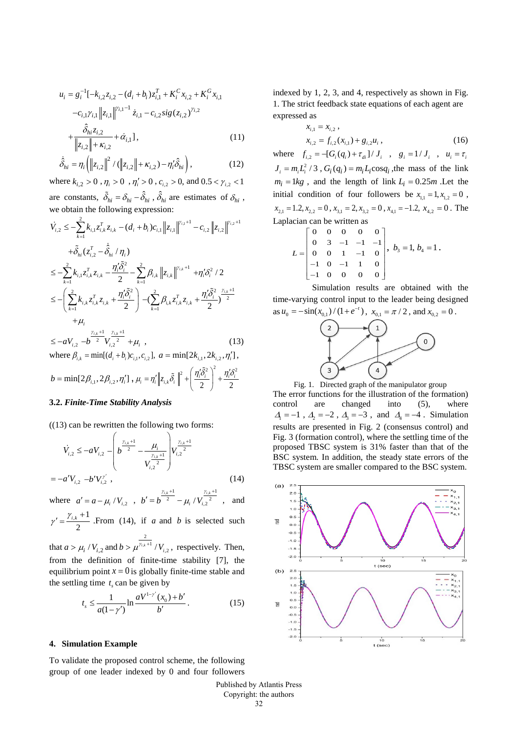$$u_i = g_i^{-1}[-k_{i,2}z_{i,2} - (d_i + b_i)z_{i,1}^T + K_i^C x_{i,2} + K_i^G x_{i,1}$$
$$-c_{i,1}\gamma_{i,1}\left\|z_{i,1}\right\|^{\gamma_{i,1}-1}\dot{z}_{i,1} - c_{i,2}sig(z_{i,2})^{\gamma_{i,2}}$$
$$+\frac{\hat{\delta}_{hi}z_{i,2}}{\left\|z_{i,2}\right\| + \kappa_{i,2}} + \dot{\alpha}_{i,1}], \quad (11)$$

$$\dot{\hat{\delta}}_{hi} = \eta_i\left(\left\|z_{i,2}\right\|^2 / (\left\|z_{i,2}\right\| + \kappa_{i,2}) - \eta_i'\hat{\delta}_{hi}\right), \quad (12)$$

where $k_{i,2} > 0$, $\eta_i > 0$, $\eta_i' > 0$, $c_{i,2} > 0$, and $0.5 < \gamma_{i,2} < 1$ are constants, $\tilde{\delta}_{hi} = \delta_{hi} - \hat{\delta}_{hi}$, $\hat{\delta}_{hi}$ are estimates of $\delta_{hi}$, we obtain the following expression:

$$\dot{V}_{i,2} \le -\sum_{k=1}^{2}k_{i,1}z_{i,k}^T z_{i,k} - (d_i + b_i)c_{i,1}\left\|z_{i,1}\right\|^{\gamma_{i,1}+1} - c_{i,2}\left\|z_{i,2}\right\|^{\gamma_{i,2}+1}$$
$$+\tilde{\delta}_{hi}(z_{i,2}^T - \dot{\hat{\delta}}_{hi}/\eta_i)$$
$$\le -\sum_{k=1}^{2}k_{i,1}z_{i,k}^T z_{i,k} - \frac{\eta_i'\tilde{\delta}_i^2}{2} - \sum_{k=1}^{2}\beta_{i,k}\left\|z_{i,k}\right\|^{\gamma_{i,k}+1} + \eta_i'\delta_i^2/2$$
$$\le -\left(\sum_{k=1}^{2}k_{i,k}z_{i,k}^T z_{i,k} + \frac{\eta_i'\tilde{\delta}_i^2}{2}\right) - \left(\sum_{k=1}^{2}\beta_{i,k}z_{i,k}^T z_{i,k} + \frac{\eta_i'\tilde{\delta}_i^2}{2}\right)^{\frac{\gamma_{i,k}+1}{2}}$$
$$+\mu_i$$
$$\le -aV_{i,2} - b^{\frac{\gamma_{i,k}+1}{2}}V_{i,2}^{\frac{\gamma_{i,k}+1}{2}} + \mu_i, \quad (13)$$

where $\beta_{i,k} = \min[(d_i + b_i)c_{i,1}, c_{i,2}]$, $a = \min[2k_{i,1}, 2k_{i,2}, \eta_i']$,

$b = \min[2\beta_{i,1}, 2\beta_{i,2}, \eta_i']$, $\mu_i = \eta_i'\left\|z_{i,k}\tilde{\delta}_i\right\|^2 + \left(\frac{\eta_i'\tilde{\delta}_i^2}{2}\right)^2 + \frac{\eta_i'\delta_i^2}{2}$

### 3.2. *Finite-Time Stability Analysis*

((13) can be rewritten the following two forms:

$$\dot{V}_{i,2} \le -aV_{i,2} - \left(b^{\frac{\gamma_{i,k}+1}{2}} - \frac{\mu_i}{V_{i,2}^{\frac{\gamma_{i,k}+1}{2}}}\right)V_{i,2}^{\frac{\gamma_{i,k}+1}{2}}$$
$$= -a'V_{i,2} - b'V_{i,2}^{\gamma'}, \quad (14)$$

where $a' = a - \mu_i / V_{i,2}$, $b' = b^{\frac{\gamma_{i,k}+1}{2}} - \mu_i / V_{i,2}^{\frac{\gamma_{i,k}+1}{2}}$, and $\gamma' = \frac{\gamma_{i,k}+1}{2}$. From (14), if $a$ and $b$ is selected such that $a > \mu_i / V_{i,2}$ and $b > \mu^{\frac{2}{\gamma_{i,k}+1}} / V_{i,2}$, respectively. Then, from the definition of finite-time stability [7], the equilibrium point $x = 0$ is globally finite-time stable and the settling time $t_s$ can be given by

$$t_s \le \frac{1}{a(1-\gamma')}\ln\frac{aV^{1-\gamma'}(x_0) + b'}{b'}. \quad (15)$$

## 4. Simulation Example

To validate the proposed control scheme, the following group of one leader indexed by 0 and four followers indexed by 1, 2, 3, and 4, respectively as shown in Fig. 1. The strict feedback state equations of each agent are expressed as

$$x_{i,1} = x_{i,2},$$
$$x_{i,2} = f_{i,2}(x_{i,1}) + g_{i,2}u_i, \quad (16)$$

where $f_{i,2} = -[G_i(q_i) + \tau_{di}]/J_i$, $g_i = 1/J_i$, $u_i = \tau_i$, $J_i = m_i L_i^2/3$, $G_i(q_i) = m_i L_i \cos q_i$, the mass of the link $m_i = 1kg$, and the length of link $L_i = 0.25m$. Let the initial condition of four followers be $x_{1,1} = 1, x_{1,2} = 0$, $x_{2,1} = 1.2, x_{2,2} = 0$, $x_{3,1} = 2, x_{3,2} = 0$, $x_{4,1} = -1.2$, $x_{4,2} = 0$. The Laplacian can be written as

$$L = \begin{bmatrix} 0 & 0 & 0 & 0 & 0 \\ 0 & 3 & -1 & -1 & -1 \\ 0 & 0 & 1 & -1 & 0 \\ -1 & 0 & -1 & 1 & 0 \\ -1 & 0 & 0 & 0 & 0 \end{bmatrix}, \ b_3 = 1, \ b_4 = 1.$$

Simulation results are obtained with the time-varying control input to the leader being designed as $u_0 = -\sin(x_{0,1})/(1+e^{-t})$, $x_{0,1} = \pi/2$, and $x_{0,2} = 0$.

Fig. 1. Directed graph of the manipulator group

The error functions for the illustration of the formation) control are changed into (5), where $\Delta_1 = -1$, $\Delta_2 = -2$, $\Delta_3 = -3$, and $\Delta_4 = -4$. Simulation results are presented in Fig. 2 (consensus control) and Fig. 3 (formation control), where the settling time of the proposed TBSC system is 31% faster than that of the BSC system. In addition, the steady state errors of the TBSC system are smaller compared to the BSC system.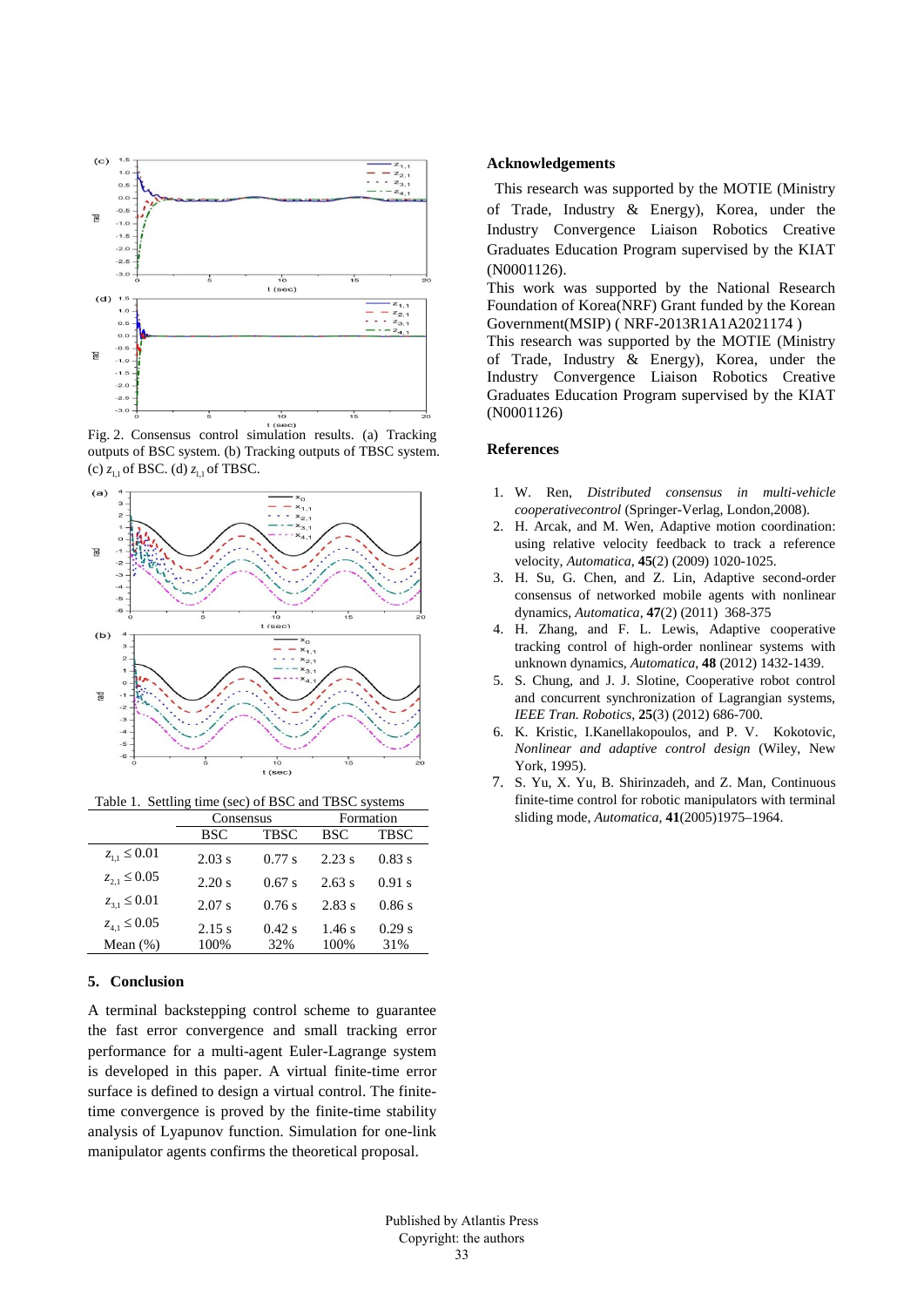(c)

1.5 1.0 0.5 0.0 -0.5 -1.0 -1.5 -2.0 -2.5 -3.0

rad

0 5 10 15 20

t (sec)

$z_{1,1}$ $z_{2,1}$ $z_{3,1}$ $z_{4,1}$

(d)

1.5 1.0 0.5 0.0 -0.5 -1.0 -1.5 -2.0 -2.5 -3.0

rad

0 5 10 15 20

t (sec)

$z_{1,1}$ $z_{2,1}$ $z_{3,1}$ $z_{4,1}$

Fig. 2. Consensus control simulation results. (a) Tracking outputs of BSC system. (b) Tracking outputs of TBSC system. (c) $z_{1,1}$ of BSC. (d) $z_{1,1}$ of TBSC.

(a)

4 3 2 1 0 -1 -2 -3 -4 -5 -6

rad

0 5 10 15 20

t (sec)

$x_0$ $x_{1,1}$ $x_{2,1}$ $x_{3,1}$ $x_{4,1}$

(b)

4 3 2 1 0 -1 -2 -3 -4 -5 -6

rad

0 5 10 15 20

t (sec)

$x_0$ $x_{1,1}$ $x_{2,1}$ $x_{3,1}$ $x_{4,1}$

Table 1. Settling time (sec) of BSC and TBSC systems

| | Consensus | | Formation | |
|---|---|---|---|---|
| | BSC | TBSC | BSC | TBSC |
| $z_{1,1} \leq 0.01$ | 2.03 s | 0.77 s | 2.23 s | 0.83 s |
| $z_{2,1} \leq 0.05$ | 2.20 s | 0.67 s | 2.63 s | 0.91 s |
| $z_{3,1} \leq 0.01$ | 2.07 s | 0.76 s | 2.83 s | 0.86 s |
| $z_{4,1} \leq 0.05$ | 2.15 s | 0.42 s | 1.46 s | 0.29 s |
| Mean (%) | 100% | 32% | 100% | 31% |

## 5. Conclusion

A terminal backstepping control scheme to guarantee the fast error convergence and small tracking error performance for a multi-agent Euler-Lagrange system is developed in this paper. A virtual finite-time error surface is defined to design a virtual control. The finite-time convergence is proved by the finite-time stability analysis of Lyapunov function. Simulation for one-link manipulator agents confirms the theoretical proposal.

## Acknowledgements

This research was supported by the MOTIE (Ministry of Trade, Industry & Energy), Korea, under the Industry Convergence Liaison Robotics Creative Graduates Education Program supervised by the KIAT (N0001126).

This work was supported by the National Research Foundation of Korea(NRF) Grant funded by the Korean Government(MSIP) ( NRF-2013R1A1A2021174 )

This research was supported by the MOTIE (Ministry of Trade, Industry & Energy), Korea, under the Industry Convergence Liaison Robotics Creative Graduates Education Program supervised by the KIAT (N0001126)

## References

1. W. Ren, *Distributed consensus in multi-vehicle cooperativecontrol* (Springer-Verlag, London,2008).
2. H. Arcak, and M. Wen, Adaptive motion coordination: using relative velocity feedback to track a reference velocity, *Automatica*, **45**(2) (2009) 1020-1025.
3. H. Su, G. Chen, and Z. Lin, Adaptive second-order consensus of networked mobile agents with nonlinear dynamics, *Automatica*, **47**(2) (2011) 368-375
4. H. Zhang, and F. L. Lewis, Adaptive cooperative tracking control of high-order nonlinear systems with unknown dynamics, *Automatica*, **48** (2012) 1432-1439.
5. S. Chung, and J. J. Slotine, Cooperative robot control and concurrent synchronization of Lagrangian systems, *IEEE Tran. Robotics*, **25**(3) (2012) 686-700.
6. K. Kristic, I.Kanellakopoulos, and P. V. Kokotovic, *Nonlinear and adaptive control design* (Wiley, New York, 1995).
7. S. Yu, X. Yu, B. Shirinzadeh, and Z. Man, Continuous finite-time control for robotic manipulators with terminal sliding mode, *Automatica*, **41**(2005)1975–1964.